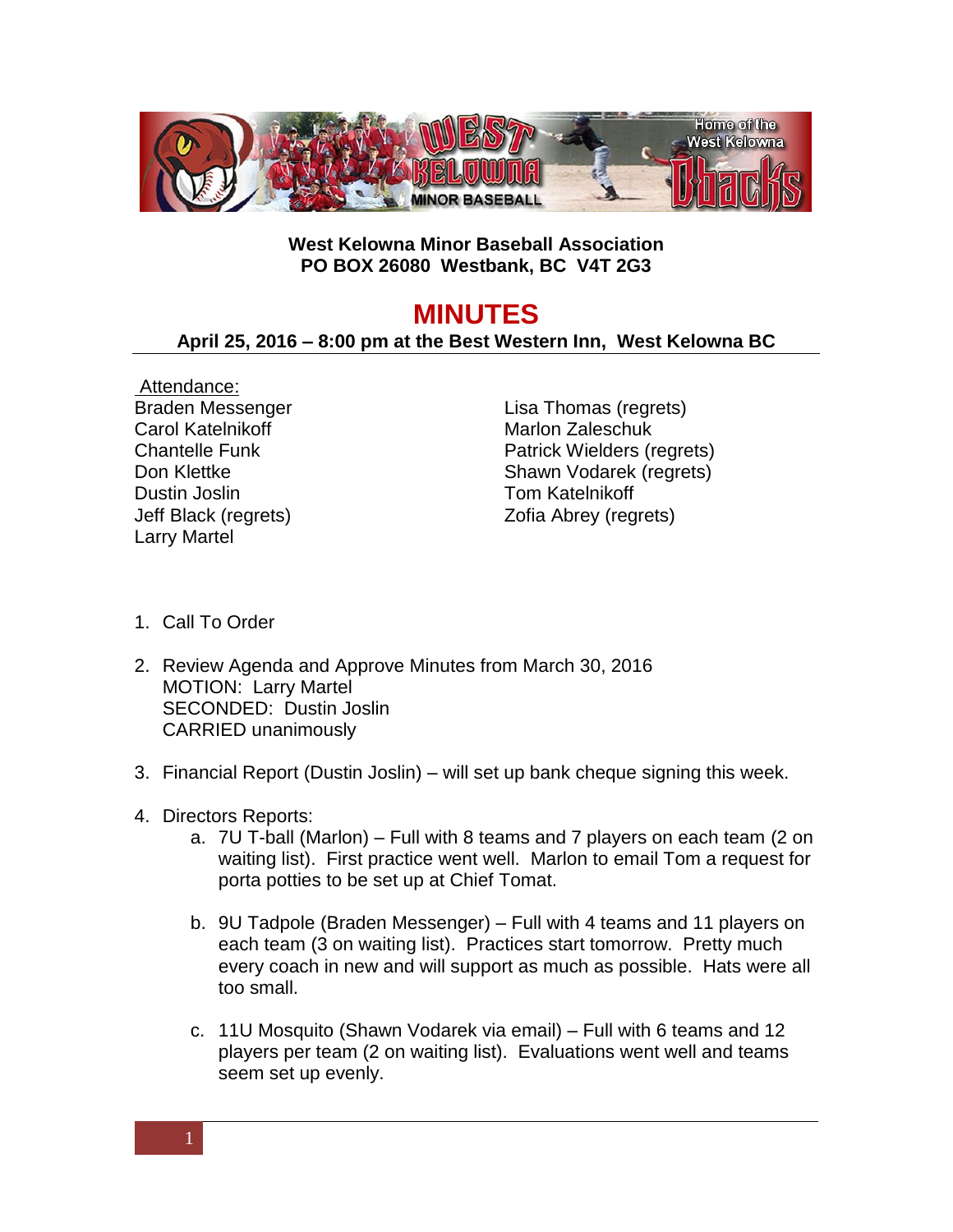**West Kelowna Minor Baseball Association**
**PO BOX 26080 Westbank, BC V4T 2G3**

# MINUTES

**April 25, 2016 – 8:00 pm at the Best Western Inn, West Kelowna BC**

Attendance:

Braden Messenger
Carol Katelnikoff
Chantelle Funk
Don Klettke
Dustin Joslin
Jeff Black (regrets)
Larry Martel
Lisa Thomas (regrets)
Marlon Zaleschuk
Patrick Wielders (regrets)
Shawn Vodarek (regrets)
Tom Katelnikoff
Zofia Abrey (regrets)

1. Call To Order

2. Review Agenda and Approve Minutes from March 30, 2016
   MOTION: Larry Martel
   SECONDED: Dustin Joslin
   CARRIED unanimously

3. Financial Report (Dustin Joslin) – will set up bank cheque signing this week.

4. Directors Reports:
   a. 7U T-ball (Marlon) – Full with 8 teams and 7 players on each team (2 on waiting list). First practice went well. Marlon to email Tom a request for porta potties to be set up at Chief Tomat.

   b. 9U Tadpole (Braden Messenger) – Full with 4 teams and 11 players on each team (3 on waiting list). Practices start tomorrow. Pretty much every coach in new and will support as much as possible. Hats were all too small.

   c. 11U Mosquito (Shawn Vodarek via email) – Full with 6 teams and 12 players per team (2 on waiting list). Evaluations went well and teams seem set up evenly.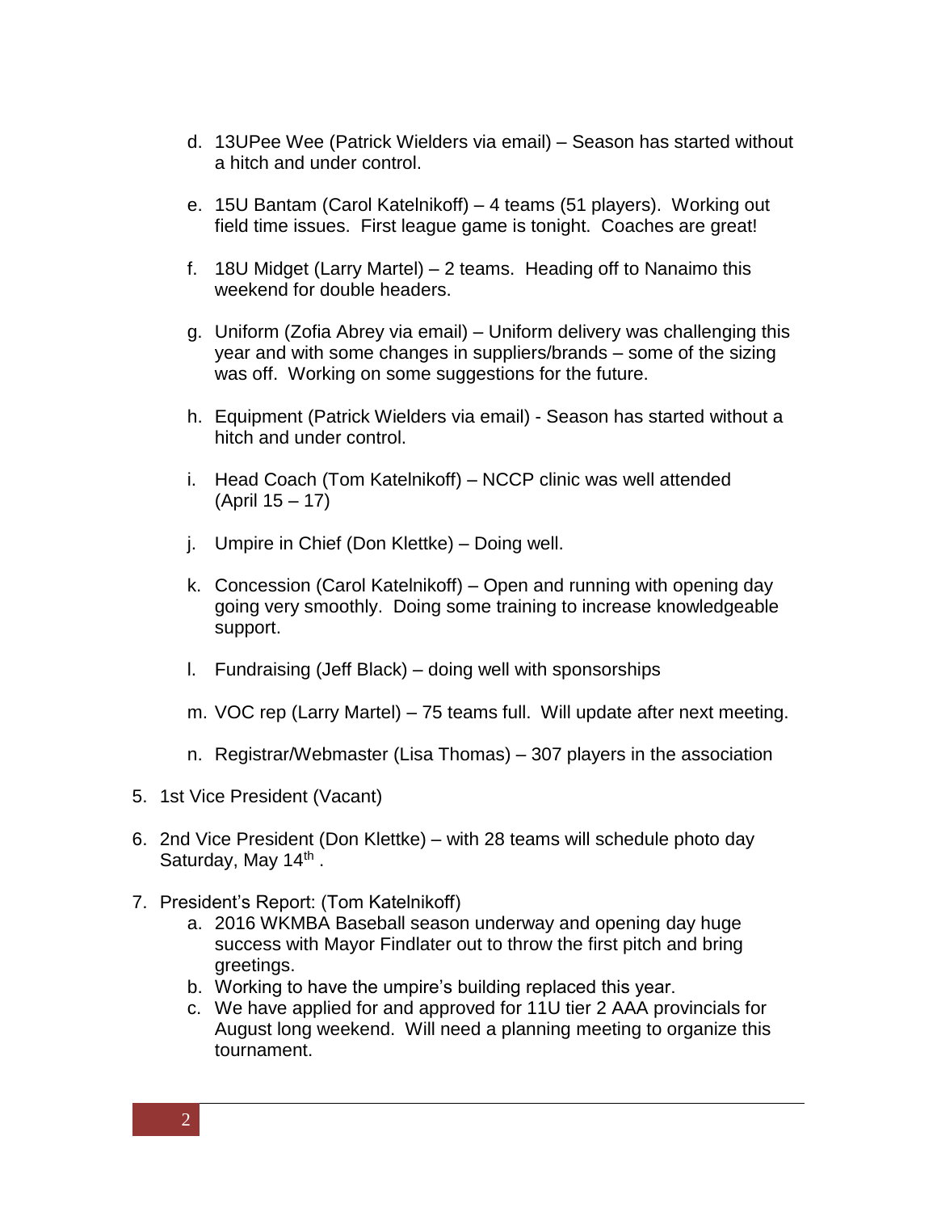d. 13UPee Wee (Patrick Wielders via email) – Season has started without a hitch and under control.

e. 15U Bantam (Carol Katelnikoff) – 4 teams (51 players). Working out field time issues. First league game is tonight. Coaches are great!

f. 18U Midget (Larry Martel) – 2 teams. Heading off to Nanaimo this weekend for double headers.

g. Uniform (Zofia Abrey via email) – Uniform delivery was challenging this year and with some changes in suppliers/brands – some of the sizing was off. Working on some suggestions for the future.

h. Equipment (Patrick Wielders via email) - Season has started without a hitch and under control.

i. Head Coach (Tom Katelnikoff) – NCCP clinic was well attended (April 15 – 17)

j. Umpire in Chief (Don Klettke) – Doing well.

k. Concession (Carol Katelnikoff) – Open and running with opening day going very smoothly. Doing some training to increase knowledgeable support.

l. Fundraising (Jeff Black) – doing well with sponsorships

m. VOC rep (Larry Martel) – 75 teams full. Will update after next meeting.

n. Registrar/Webmaster (Lisa Thomas) – 307 players in the association

5. 1st Vice President (Vacant)

6. 2nd Vice President (Don Klettke) – with 28 teams will schedule photo day Saturday, May 14th .

7. President's Report: (Tom Katelnikoff)
   a. 2016 WKMBA Baseball season underway and opening day huge success with Mayor Findlater out to throw the first pitch and bring greetings.
   b. Working to have the umpire's building replaced this year.
   c. We have applied for and approved for 11U tier 2 AAA provincials for August long weekend. Will need a planning meeting to organize this tournament.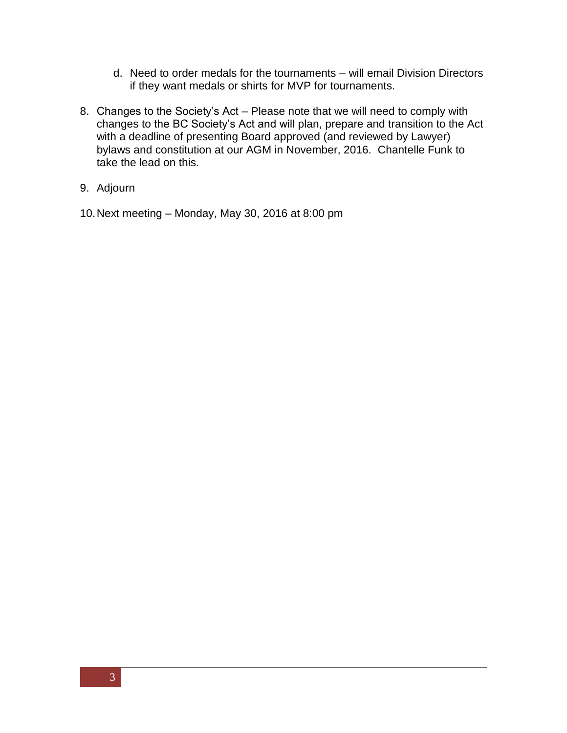d. Need to order medals for the tournaments – will email Division Directors if they want medals or shirts for MVP for tournaments.

8. Changes to the Society's Act – Please note that we will need to comply with changes to the BC Society's Act and will plan, prepare and transition to the Act with a deadline of presenting Board approved (and reviewed by Lawyer) bylaws and constitution at our AGM in November, 2016. Chantelle Funk to take the lead on this.

9. Adjourn

10. Next meeting – Monday, May 30, 2016 at 8:00 pm